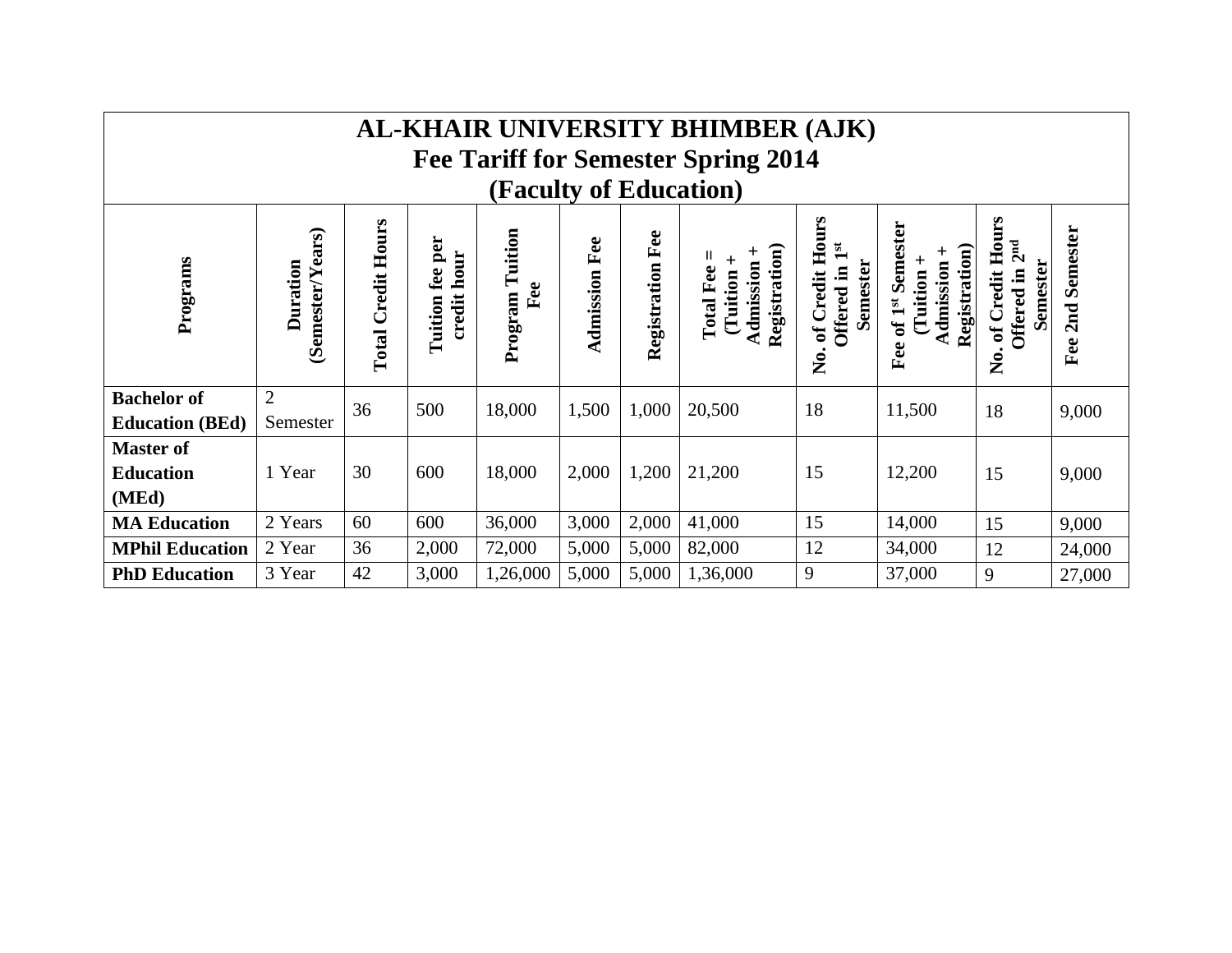# AL-KHAIR UNIVERSITY BHIMBER (AJK)

## Fee Tariff for Semester Spring 2014

## (Faculty of Education)

| Programs | Duration (Semester/Years) | Total Credit Hours | Tuition fee per credit hour | Program Tuition Fee | Admission Fee | Registration Fee | Total Fee = (Tuition + Admission + Registration) | No. of Credit Hours Offered in 1st Semester | Fee of 1st Semester (Tuition + Admission + Registration) | No. of Credit Hours Offered in 2nd Semester | Fee 2nd Semester |
|---|---|---|---|---|---|---|---|---|---|---|---|
| **Bachelor of Education (BEd)** | 2 Semester | 36 | 500 | 18,000 | 1,500 | 1,000 | 20,500 | 18 | 11,500 | 18 | 9,000 |
| **Master of Education (MEd)** | 1 Year | 30 | 600 | 18,000 | 2,000 | 1,200 | 21,200 | 15 | 12,200 | 15 | 9,000 |
| **MA Education** | 2 Years | 60 | 600 | 36,000 | 3,000 | 2,000 | 41,000 | 15 | 14,000 | 15 | 9,000 |
| **MPhil Education** | 2 Year | 36 | 2,000 | 72,000 | 5,000 | 5,000 | 82,000 | 12 | 34,000 | 12 | 24,000 |
| **PhD Education** | 3 Year | 42 | 3,000 | 1,26,000 | 5,000 | 5,000 | 1,36,000 | 9 | 37,000 | 9 | 27,000 |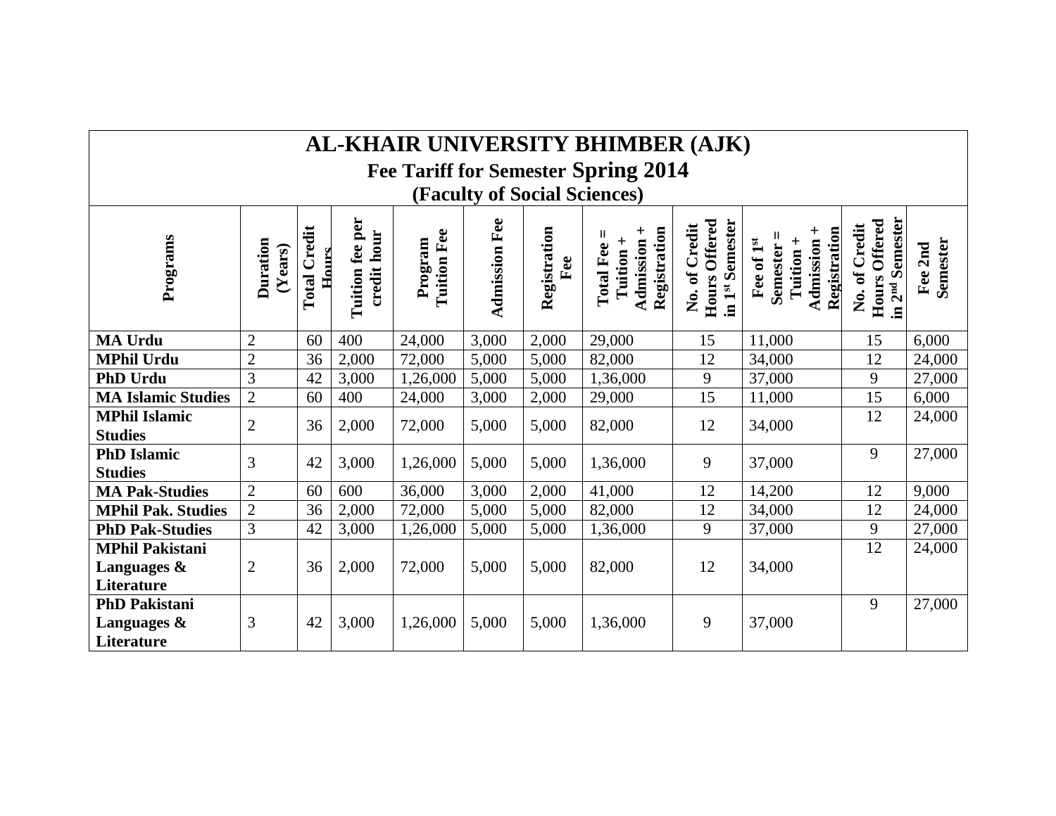# AL-KHAIR UNIVERSITY BHIMBER (AJK)

## Fee Tariff for Semester Spring 2014

### (Faculty of Social Sciences)

| Programs | Duration (Years) | Total Credit Hours | Tuition fee per credit hour | Program Tuition Fee | Admission Fee | Registration Fee | Total Fee = Tuition + Admission + Registration | No. of Credit Hours Offered in 1st Semester | Fee of 1st Semester = Tuition + Admission + Registration | No. of Credit Hours Offered in 2nd Semester | Fee 2nd Semester |
|---|---|---|---|---|---|---|---|---|---|---|---|
| **MA Urdu** | 2 | 60 | 400 | 24,000 | 3,000 | 2,000 | 29,000 | 15 | 11,000 | 15 | 6,000 |
| **MPhil Urdu** | 2 | 36 | 2,000 | 72,000 | 5,000 | 5,000 | 82,000 | 12 | 34,000 | 12 | 24,000 |
| **PhD Urdu** | 3 | 42 | 3,000 | 1,26,000 | 5,000 | 5,000 | 1,36,000 | 9 | 37,000 | 9 | 27,000 |
| **MA Islamic Studies** | 2 | 60 | 400 | 24,000 | 3,000 | 2,000 | 29,000 | 15 | 11,000 | 15 | 6,000 |
| **MPhil Islamic Studies** | 2 | 36 | 2,000 | 72,000 | 5,000 | 5,000 | 82,000 | 12 | 34,000 | 12 | 24,000 |
| **PhD Islamic Studies** | 3 | 42 | 3,000 | 1,26,000 | 5,000 | 5,000 | 1,36,000 | 9 | 37,000 | 9 | 27,000 |
| **MA Pak-Studies** | 2 | 60 | 600 | 36,000 | 3,000 | 2,000 | 41,000 | 12 | 14,200 | 12 | 9,000 |
| **MPhil Pak. Studies** | 2 | 36 | 2,000 | 72,000 | 5,000 | 5,000 | 82,000 | 12 | 34,000 | 12 | 24,000 |
| **PhD Pak-Studies** | 3 | 42 | 3,000 | 1,26,000 | 5,000 | 5,000 | 1,36,000 | 9 | 37,000 | 9 | 27,000 |
| **MPhil Pakistani Languages & Literature** | 2 | 36 | 2,000 | 72,000 | 5,000 | 5,000 | 82,000 | 12 | 34,000 | 12 | 24,000 |
| **PhD Pakistani Languages & Literature** | 3 | 42 | 3,000 | 1,26,000 | 5,000 | 5,000 | 1,36,000 | 9 | 37,000 | 9 | 27,000 |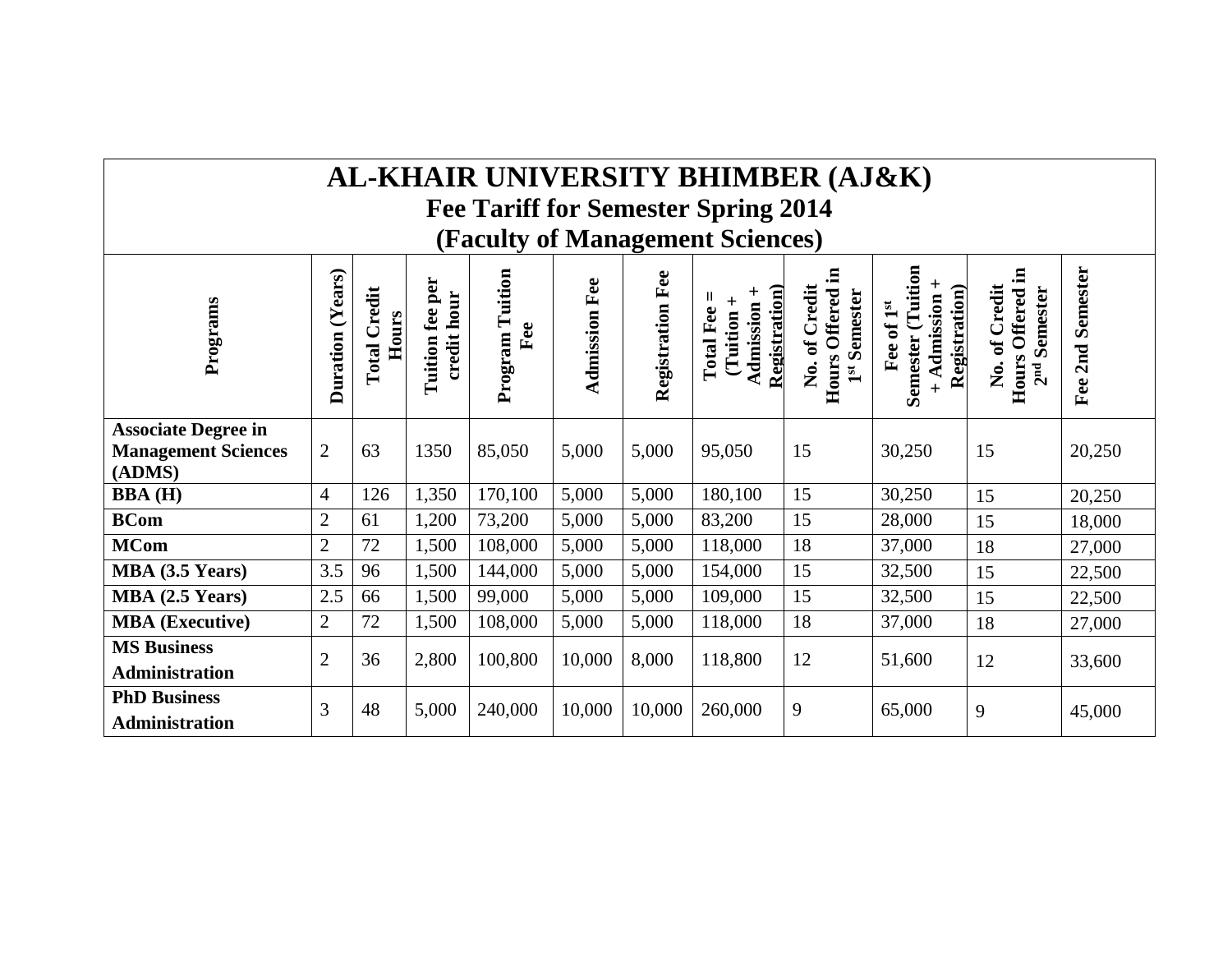# AL-KHAIR UNIVERSITY BHIMBER (AJ&K)

## Fee Tariff for Semester Spring 2014

## (Faculty of Management Sciences)

| Programs | Duration (Years) | Total Credit Hours | Tuition fee per credit hour | Program Tuition Fee | Admission Fee | Registration Fee | Total Fee = (Tuition + Admission + Registration) | No. of Credit Hours Offered in 1st Semester | Fee of 1st Semester (Tuition + Admission + Registration) | No. of Credit Hours Offered in 2nd Semester | Fee 2nd Semester |
|---|---|---|---|---|---|---|---|---|---|---|---|
| **Associate Degree in Management Sciences (ADMS)** | 2 | 63 | 1350 | 85,050 | 5,000 | 5,000 | 95,050 | 15 | 30,250 | 15 | 20,250 |
| **BBA (H)** | 4 | 126 | 1,350 | 170,100 | 5,000 | 5,000 | 180,100 | 15 | 30,250 | 15 | 20,250 |
| **BCom** | 2 | 61 | 1,200 | 73,200 | 5,000 | 5,000 | 83,200 | 15 | 28,000 | 15 | 18,000 |
| **MCom** | 2 | 72 | 1,500 | 108,000 | 5,000 | 5,000 | 118,000 | 18 | 37,000 | 18 | 27,000 |
| **MBA (3.5 Years)** | 3.5 | 96 | 1,500 | 144,000 | 5,000 | 5,000 | 154,000 | 15 | 32,500 | 15 | 22,500 |
| **MBA (2.5 Years)** | 2.5 | 66 | 1,500 | 99,000 | 5,000 | 5,000 | 109,000 | 15 | 32,500 | 15 | 22,500 |
| **MBA (Executive)** | 2 | 72 | 1,500 | 108,000 | 5,000 | 5,000 | 118,000 | 18 | 37,000 | 18 | 27,000 |
| **MS Business Administration** | 2 | 36 | 2,800 | 100,800 | 10,000 | 8,000 | 118,800 | 12 | 51,600 | 12 | 33,600 |
| **PhD Business Administration** | 3 | 48 | 5,000 | 240,000 | 10,000 | 10,000 | 260,000 | 9 | 65,000 | 9 | 45,000 |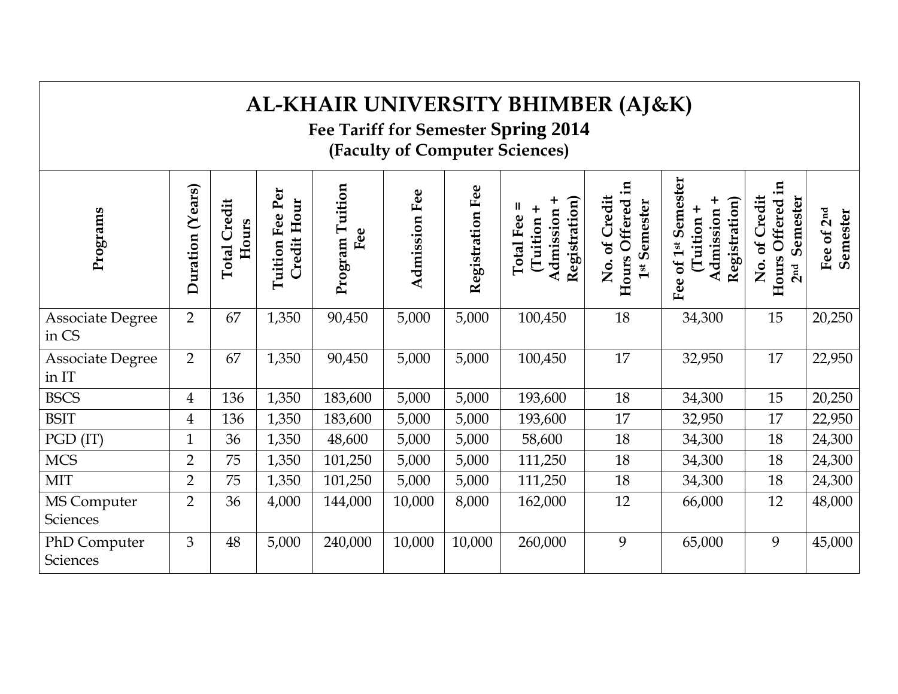# AL-KHAIR UNIVERSITY BHIMBER (AJ&K)

**Fee Tariff for Semester Spring 2014**

**(Faculty of Computer Sciences)**

| Programs | Duration (Years) | Total Credit Hours | Tuition Fee Per Credit Hour | Program Tuition Fee | Admission Fee | Registration Fee | Total Fee = (Tuition + Admission + Registration) | No. of Credit Hours Offered in 1st Semester | Fee of 1st Semester (Tuition + Admission + Registration) | No. of Credit Hours Offered in 2nd Semester | Fee of 2nd Semester |
|---|---|---|---|---|---|---|---|---|---|---|---|
| Associate Degree in CS | 2 | 67 | 1,350 | 90,450 | 5,000 | 5,000 | 100,450 | 18 | 34,300 | 15 | 20,250 |
| Associate Degree in IT | 2 | 67 | 1,350 | 90,450 | 5,000 | 5,000 | 100,450 | 17 | 32,950 | 17 | 22,950 |
| BSCS | 4 | 136 | 1,350 | 183,600 | 5,000 | 5,000 | 193,600 | 18 | 34,300 | 15 | 20,250 |
| BSIT | 4 | 136 | 1,350 | 183,600 | 5,000 | 5,000 | 193,600 | 17 | 32,950 | 17 | 22,950 |
| PGD (IT) | 1 | 36 | 1,350 | 48,600 | 5,000 | 5,000 | 58,600 | 18 | 34,300 | 18 | 24,300 |
| MCS | 2 | 75 | 1,350 | 101,250 | 5,000 | 5,000 | 111,250 | 18 | 34,300 | 18 | 24,300 |
| MIT | 2 | 75 | 1,350 | 101,250 | 5,000 | 5,000 | 111,250 | 18 | 34,300 | 18 | 24,300 |
| MS Computer Sciences | 2 | 36 | 4,000 | 144,000 | 10,000 | 8,000 | 162,000 | 12 | 66,000 | 12 | 48,000 |
| PhD Computer Sciences | 3 | 48 | 5,000 | 240,000 | 10,000 | 10,000 | 260,000 | 9 | 65,000 | 9 | 45,000 |